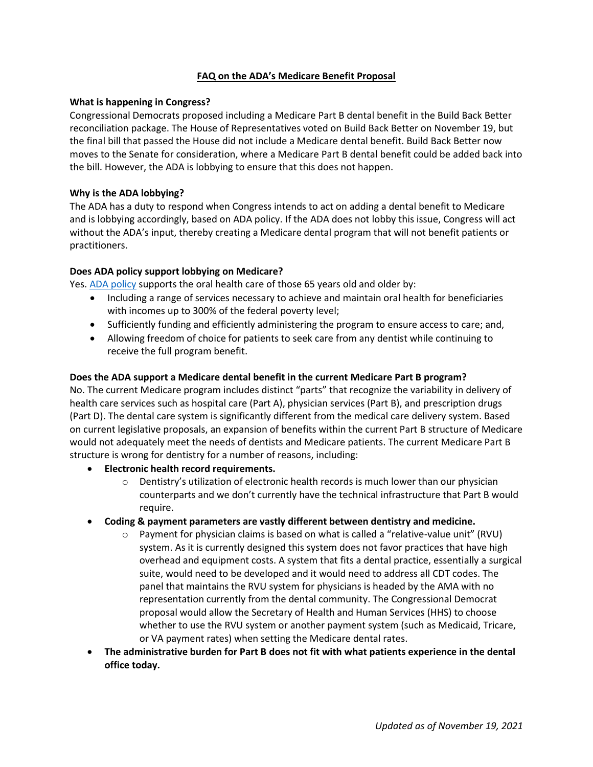# FAQ on the ADA's Medicare Benefit Proposal

**What is happening in Congress?**

Congressional Democrats proposed including a Medicare Part B dental benefit in the Build Back Better reconciliation package. The House of Representatives voted on Build Back Better on November 19, but the final bill that passed the House did not include a Medicare dental benefit. Build Back Better now moves to the Senate for consideration, where a Medicare Part B dental benefit could be added back into the bill. However, the ADA is lobbying to ensure that this does not happen.

**Why is the ADA lobbying?**

The ADA has a duty to respond when Congress intends to act on adding a dental benefit to Medicare and is lobbying accordingly, based on ADA policy. If the ADA does not lobby this issue, Congress will act without the ADA's input, thereby creating a Medicare dental program that will not benefit patients or practitioners.

**Does ADA policy support lobbying on Medicare?**

Yes. ADA policy supports the oral health care of those 65 years old and older by:

- Including a range of services necessary to achieve and maintain oral health for beneficiaries with incomes up to 300% of the federal poverty level;
- Sufficiently funding and efficiently administering the program to ensure access to care; and,
- Allowing freedom of choice for patients to seek care from any dentist while continuing to receive the full program benefit.

**Does the ADA support a Medicare dental benefit in the current Medicare Part B program?**

No. The current Medicare program includes distinct "parts" that recognize the variability in delivery of health care services such as hospital care (Part A), physician services (Part B), and prescription drugs (Part D). The dental care system is significantly different from the medical care delivery system. Based on current legislative proposals, an expansion of benefits within the current Part B structure of Medicare would not adequately meet the needs of dentists and Medicare patients. The current Medicare Part B structure is wrong for dentistry for a number of reasons, including:

- **Electronic health record requirements.**
  - Dentistry's utilization of electronic health records is much lower than our physician counterparts and we don't currently have the technical infrastructure that Part B would require.
- **Coding & payment parameters are vastly different between dentistry and medicine.**
  - Payment for physician claims is based on what is called a "relative-value unit" (RVU) system. As it is currently designed this system does not favor practices that have high overhead and equipment costs. A system that fits a dental practice, essentially a surgical suite, would need to be developed and it would need to address all CDT codes. The panel that maintains the RVU system for physicians is headed by the AMA with no representation currently from the dental community. The Congressional Democrat proposal would allow the Secretary of Health and Human Services (HHS) to choose whether to use the RVU system or another payment system (such as Medicaid, Tricare, or VA payment rates) when setting the Medicare dental rates.
- **The administrative burden for Part B does not fit with what patients experience in the dental office today.**

*Updated as of November 19, 2021*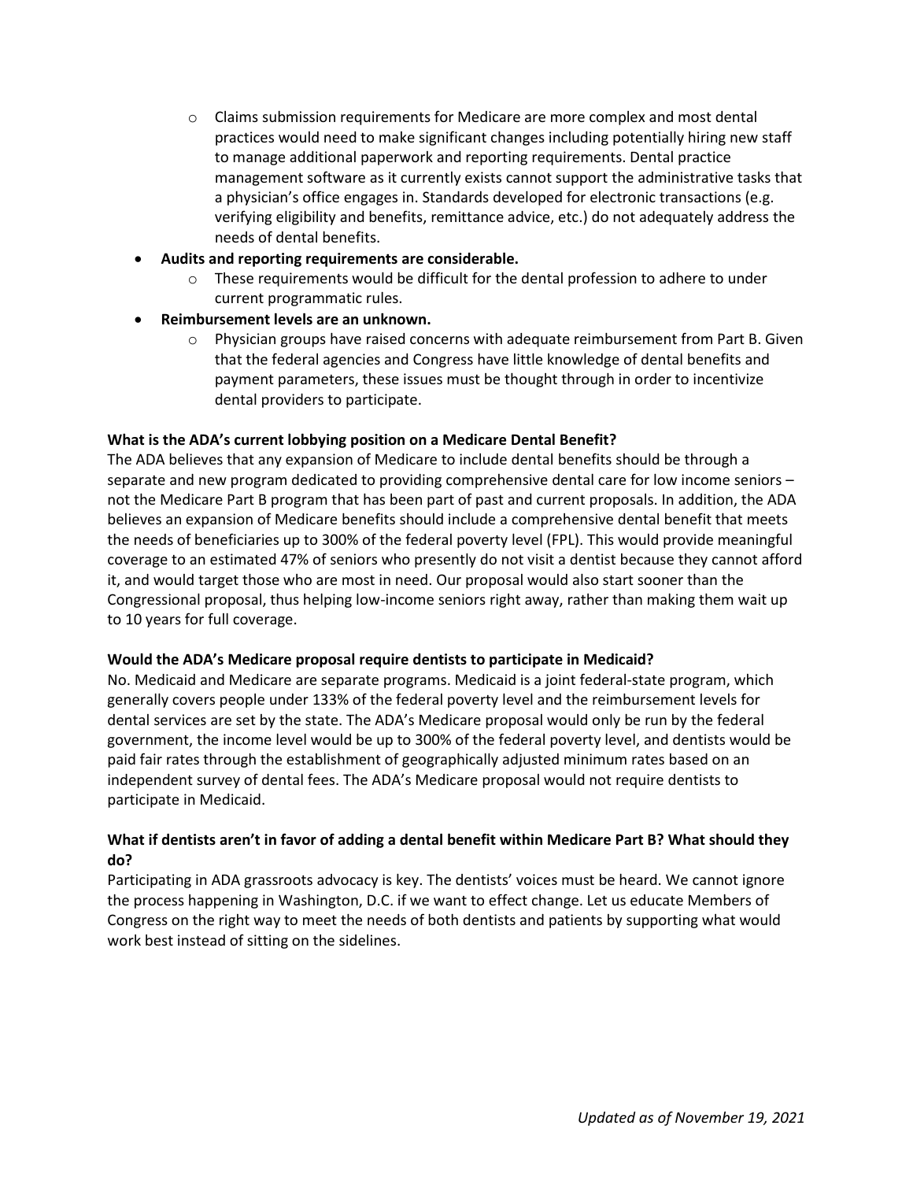- Claims submission requirements for Medicare are more complex and most dental practices would need to make significant changes including potentially hiring new staff to manage additional paperwork and reporting requirements. Dental practice management software as it currently exists cannot support the administrative tasks that a physician's office engages in. Standards developed for electronic transactions (e.g. verifying eligibility and benefits, remittance advice, etc.) do not adequately address the needs of dental benefits.
- **Audits and reporting requirements are considerable.**
  - These requirements would be difficult for the dental profession to adhere to under current programmatic rules.
- **Reimbursement levels are an unknown.**
  - Physician groups have raised concerns with adequate reimbursement from Part B. Given that the federal agencies and Congress have little knowledge of dental benefits and payment parameters, these issues must be thought through in order to incentivize dental providers to participate.

**What is the ADA's current lobbying position on a Medicare Dental Benefit?**

The ADA believes that any expansion of Medicare to include dental benefits should be through a separate and new program dedicated to providing comprehensive dental care for low income seniors – not the Medicare Part B program that has been part of past and current proposals. In addition, the ADA believes an expansion of Medicare benefits should include a comprehensive dental benefit that meets the needs of beneficiaries up to 300% of the federal poverty level (FPL). This would provide meaningful coverage to an estimated 47% of seniors who presently do not visit a dentist because they cannot afford it, and would target those who are most in need. Our proposal would also start sooner than the Congressional proposal, thus helping low-income seniors right away, rather than making them wait up to 10 years for full coverage.

**Would the ADA's Medicare proposal require dentists to participate in Medicaid?**

No. Medicaid and Medicare are separate programs. Medicaid is a joint federal-state program, which generally covers people under 133% of the federal poverty level and the reimbursement levels for dental services are set by the state. The ADA's Medicare proposal would only be run by the federal government, the income level would be up to 300% of the federal poverty level, and dentists would be paid fair rates through the establishment of geographically adjusted minimum rates based on an independent survey of dental fees. The ADA's Medicare proposal would not require dentists to participate in Medicaid.

**What if dentists aren't in favor of adding a dental benefit within Medicare Part B? What should they do?**

Participating in ADA grassroots advocacy is key. The dentists' voices must be heard. We cannot ignore the process happening in Washington, D.C. if we want to effect change. Let us educate Members of Congress on the right way to meet the needs of both dentists and patients by supporting what would work best instead of sitting on the sidelines.

*Updated as of November 19, 2021*